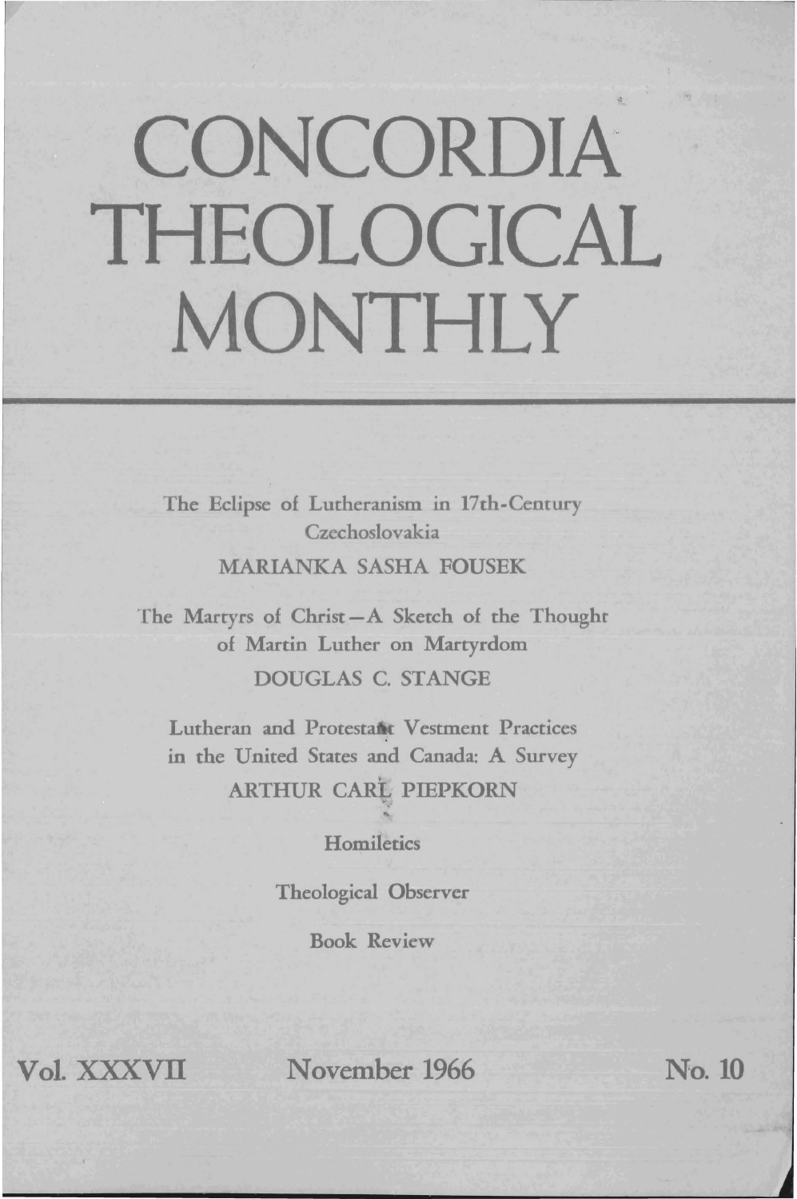# CONCORDIA THEOLOGICAL MONTHLY

The Eclipse of Lutheranism in 17th-Century Czechoslovakia

MARIANKA SASHA FOUSEK

The Martyrs of Christ—A Sketch of the Thought of Martin Luther on Martyrdom

DOUGLAS C. STANGE

Lutheran and Protestant Vestment Practices in the United States and Canada: A Survey

ARTHUR CARL PIEPKORN

Homiletics

Theological Observer

Book Review

Vol. XXXVII November 1966 No. 10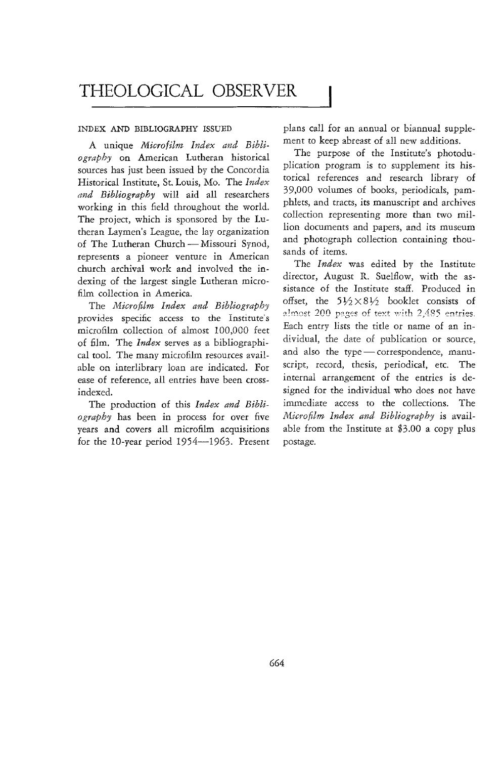# THEOLOGICAL OBSERVER

## INDEX AND BIBLIOGRAPHY ISSUED

A unique *Microfilm Index and Bibliography* on American Lutheran historical sources has just been issued by the Concordia Historical Institute, St. Louis, Mo. The *Index and Bibliography* will aid all researchers working in this field throughout the world. The project, which is sponsored by the Lutheran Laymen's League, the lay organization of The Lutheran Church — Missouri Synod, represents a pioneer venture in American church archival work and involved the indexing of the largest single Lutheran microfilm collection in America.

The *Microfilm Index and Bibliography* provides specific access to the Institute's microfilm collection of almost 100,000 feet of film. The *Index* serves as a bibliographical tool. The many microfilm resources available on interlibrary loan are indicated. For ease of reference, all entries have been cross-indexed.

The production of this *Index and Bibliography* has been in process for over five years and covers all microfilm acquisitions for the 10-year period 1954—1963. Present plans call for an annual or biannual supplement to keep abreast of all new additions.

The purpose of the Institute's photoduplication program is to supplement its historical references and research library of 39,000 volumes of books, periodicals, pamphlets, and tracts, its manuscript and archives collection representing more than two million documents and papers, and its museum and photograph collection containing thousands of items.

The *Index* was edited by the Institute director, August R. Suelflow, with the assistance of the Institute staff. Produced in offset, the 5½ × 8½ booklet consists of almost 200 pages of text with 2,485 entries. Each entry lists the title or name of an individual, the date of publication or source, and also the type — correspondence, manuscript, record, thesis, periodical, etc. The internal arrangement of the entries is designed for the individual who does not have immediate access to the collections. The *Microfilm Index and Bibliography* is available from the Institute at $3.00 a copy plus postage.